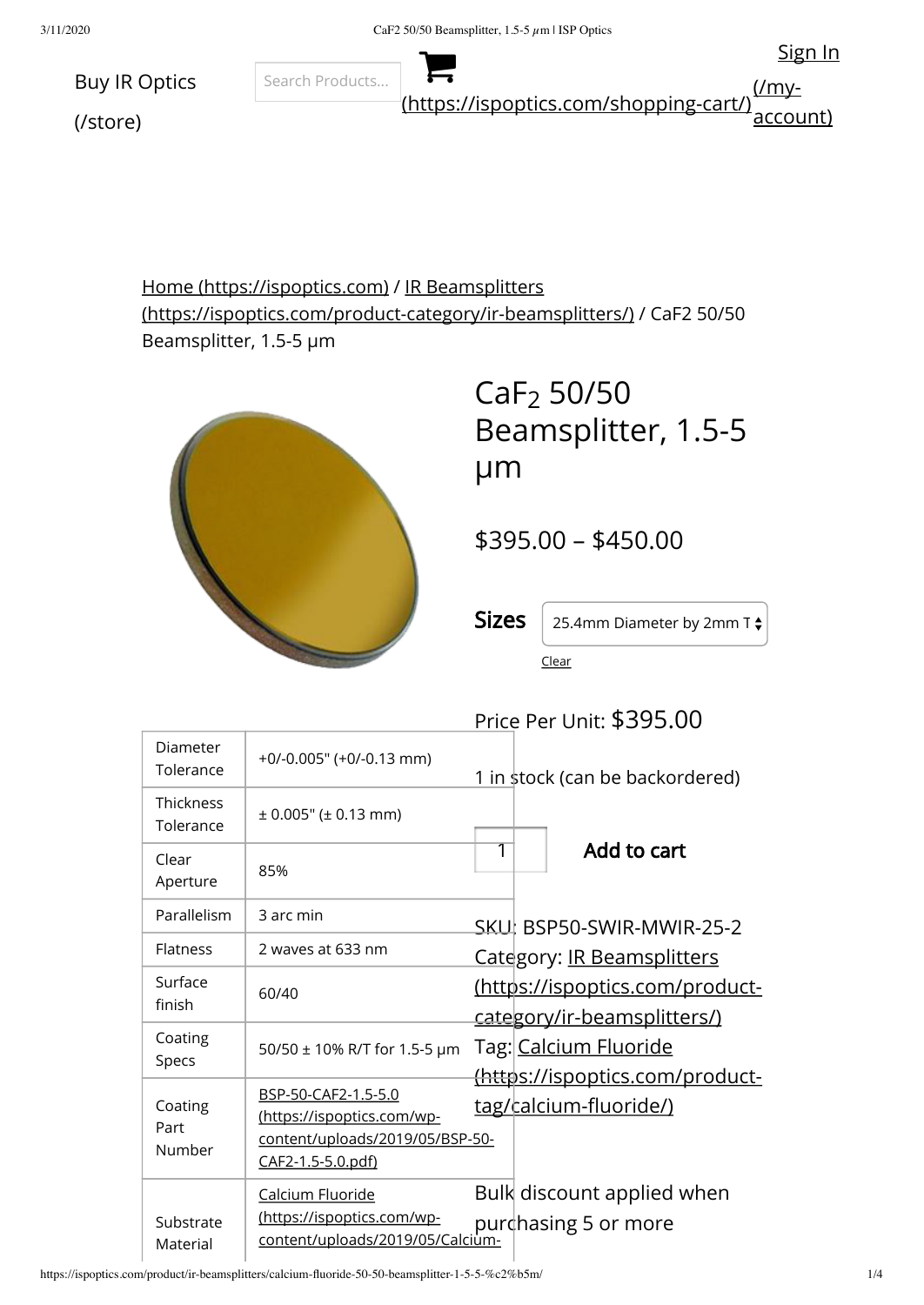Buy IR Optics (/store)

Search Products...

(https://ispoptics.com/shopping-cart/)

Sign In (/my-account)

Home (https://ispoptics.com) / IR Beamsplitters (https://ispoptics.com/product-category/ir-beamsplitters/) / CaF2 50/50 Beamsplitter, 1.5-5 μm

# $CaF_2$ 50/50 Beamsplitter, 1.5-5 μm

$395.00 – $450.00

**Sizes** 25.4mm Diameter by 2mm T

Clear

Price Per Unit: $395.00

1 in stock (can be backordered)

1 **Add to cart**

SKU: BSP50-SWIR-MWIR-25-2

Category: IR Beamsplitters (https://ispoptics.com/product-category/ir-beamsplitters/)

Tag: Calcium Fluoride (https://ispoptics.com/product-tag/calcium-fluoride/)

Bulk discount applied when purchasing 5 or more

| | |
|---|---|
| Diameter Tolerance | +0/-0.005" (+0/-0.13 mm) |
| Thickness Tolerance | ± 0.005" (± 0.13 mm) |
| Clear Aperture | 85% |
| Parallelism | 3 arc min |
| Flatness | 2 waves at 633 nm |
| Surface finish | 60/40 |
| Coating Specs | 50/50 ± 10% R/T for 1.5-5 μm |
| Coating Part Number | BSP-50-CAF2-1.5-5.0 (https://ispoptics.com/wp-content/uploads/2019/05/BSP-50-CAF2-1.5-5.0.pdf) |
| Substrate Material | Calcium Fluoride (https://ispoptics.com/wp-content/uploads/2019/05/Calcium- |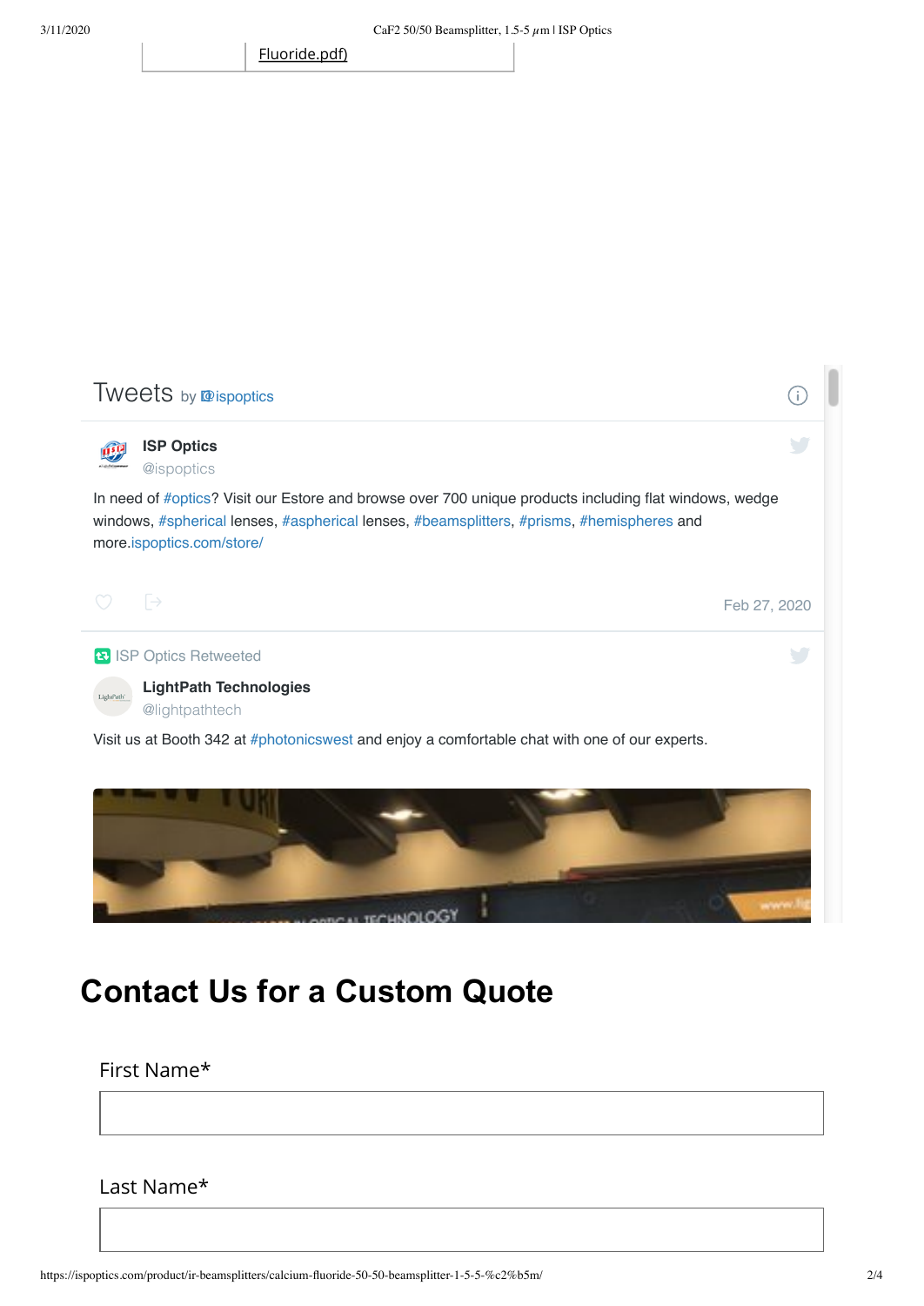Fluoride.pdf)

Tweets by @ispoptics

**ISP Optics**
@ispoptics

In need of #optics? Visit our Estore and browse over 700 unique products including flat windows, wedge windows, #spherical lenses, #aspherical lenses, #beamsplitters, #prisms, #hemispheres and more.ispoptics.com/store/

Feb 27, 2020

ISP Optics Retweeted

**LightPath Technologies**
@lightpathtech

Visit us at Booth 342 at #photonicswest and enjoy a comfortable chat with one of our experts.

# Contact Us for a Custom Quote

First Name*

Last Name*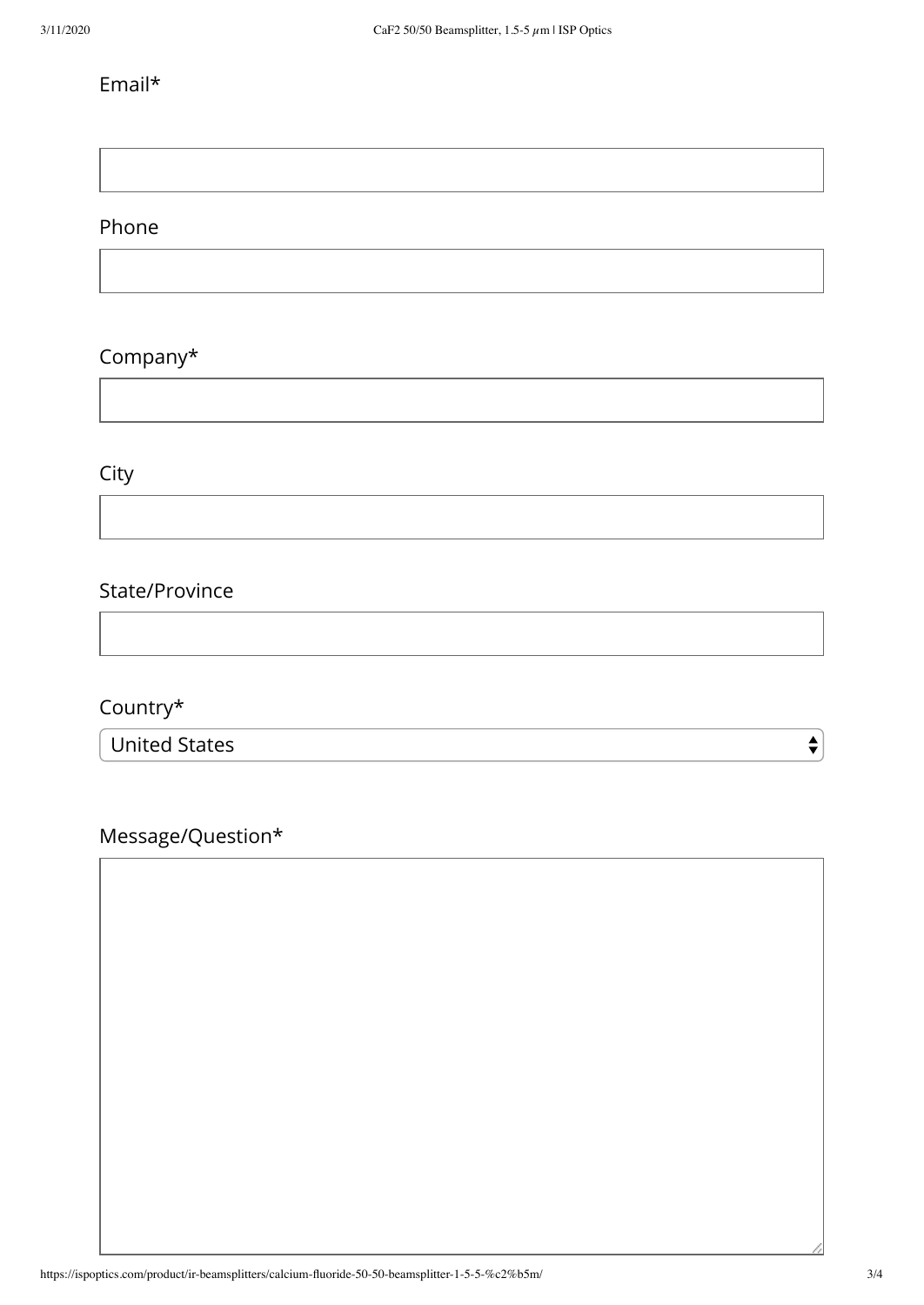Email*

Phone

Company*

City

State/Province

Country*

United States

Message/Question*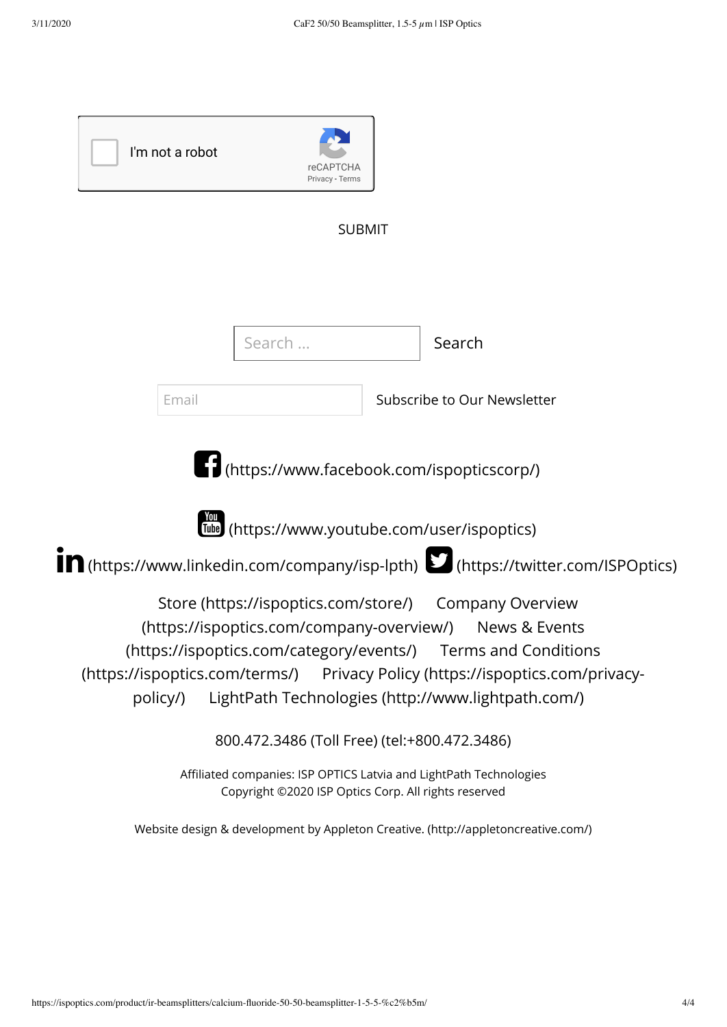I'm not a robot

reCAPTCHA
Privacy - Terms

SUBMIT

Search ...

Search

Email

Subscribe to Our Newsletter

(https://www.facebook.com/ispopticscorp/)

(https://www.youtube.com/user/ispoptics)

(https://www.linkedin.com/company/isp-lpth) (https://twitter.com/ISPOptics)

Store (https://ispoptics.com/store/) Company Overview (https://ispoptics.com/company-overview/) News & Events (https://ispoptics.com/category/events/) Terms and Conditions (https://ispoptics.com/terms/) Privacy Policy (https://ispoptics.com/privacy-policy/) LightPath Technologies (http://www.lightpath.com/)

800.472.3486 (Toll Free) (tel:+800.472.3486)

Affiliated companies: ISP OPTICS Latvia and LightPath Technologies
Copyright ©2020 ISP Optics Corp. All rights reserved

Website design & development by Appleton Creative. (http://appletoncreative.com/)